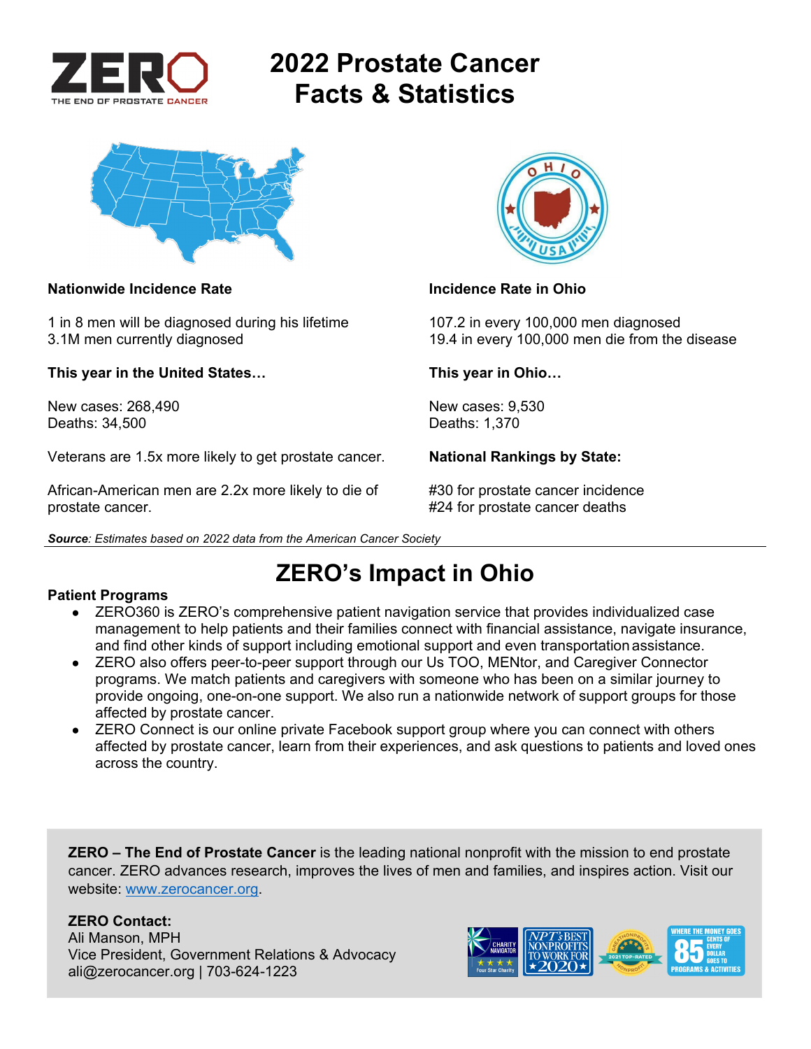# 2022 Prostate Cancer Facts & Statistics

**Nationwide Incidence Rate**

1 in 8 men will be diagnosed during his lifetime
3.1M men currently diagnosed

**This year in the United States…**

New cases: 268,490
Deaths: 34,500

Veterans are 1.5x more likely to get prostate cancer.

African-American men are 2.2x more likely to die of prostate cancer.

**Incidence Rate in Ohio**

107.2 in every 100,000 men diagnosed
19.4 in every 100,000 men die from the disease

**This year in Ohio…**

New cases: 9,530
Deaths: 1,370

**National Rankings by State:**

#30 for prostate cancer incidence
#24 for prostate cancer deaths

***Source**: Estimates based on 2022 data from the American Cancer Society*

## ZERO's Impact in Ohio

**Patient Programs**

- ZERO360 is ZERO's comprehensive patient navigation service that provides individualized case management to help patients and their families connect with financial assistance, navigate insurance, and find other kinds of support including emotional support and even transportation assistance.
- ZERO also offers peer-to-peer support through our Us TOO, MENtor, and Caregiver Connector programs. We match patients and caregivers with someone who has been on a similar journey to provide ongoing, one-on-one support. We also run a nationwide network of support groups for those affected by prostate cancer.
- ZERO Connect is our online private Facebook support group where you can connect with others affected by prostate cancer, learn from their experiences, and ask questions to patients and loved ones across the country.

**ZERO – The End of Prostate Cancer** is the leading national nonprofit with the mission to end prostate cancer. ZERO advances research, improves the lives of men and families, and inspires action. Visit our website: [www.zerocancer.org](http://www.zerocancer.org).

**ZERO Contact:**
Ali Manson, MPH
Vice President, Government Relations & Advocacy
ali@zerocancer.org | 703-624-1223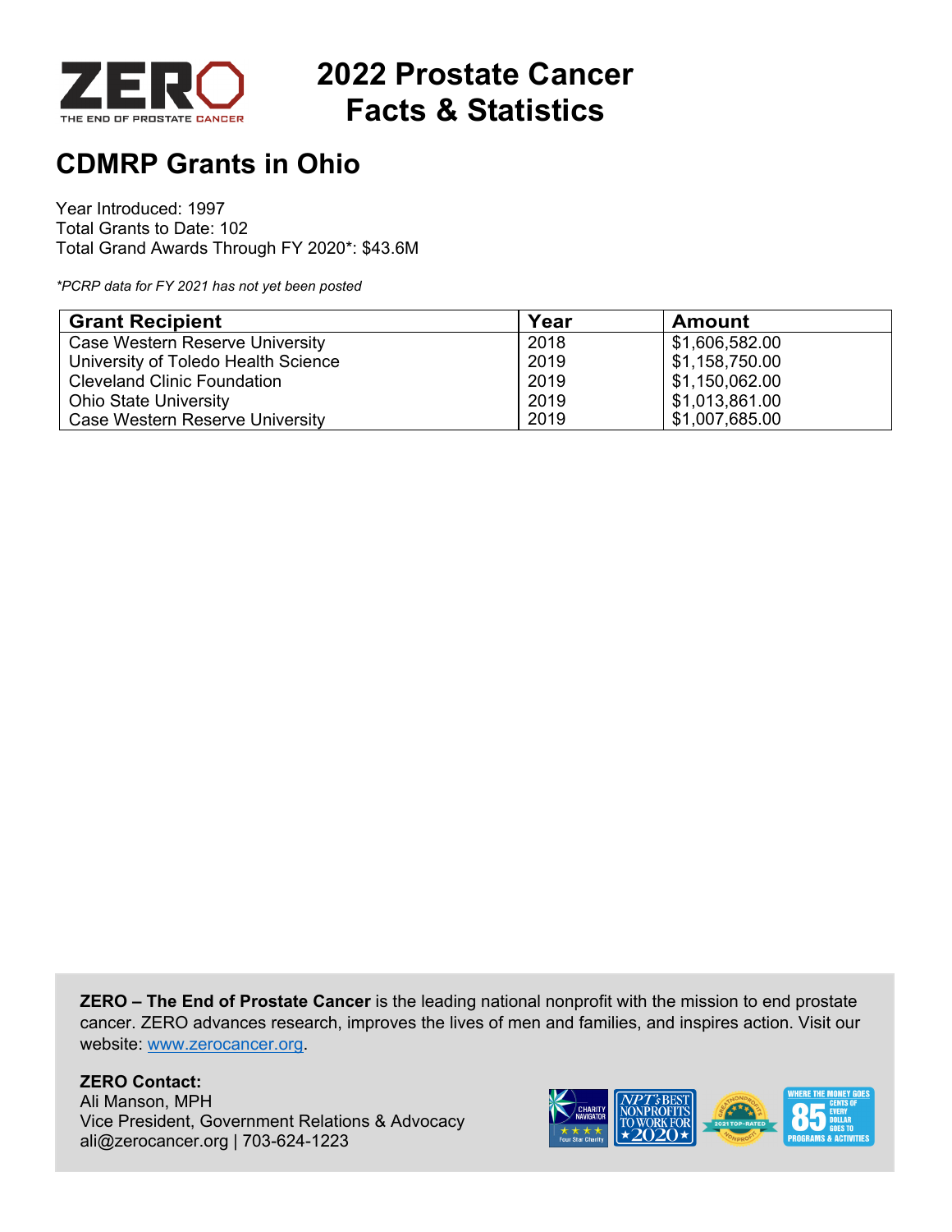# 2022 Prostate Cancer Facts & Statistics

## CDMRP Grants in Ohio

Year Introduced: 1997
Total Grants to Date: 102
Total Grand Awards Through FY 2020*: $43.6M

*\*PCRP data for FY 2021 has not yet been posted*

| Grant Recipient | Year | Amount |
|---|---|---|
| Case Western Reserve University | 2018 | $1,606,582.00 |
| University of Toledo Health Science | 2019 | $1,158,750.00 |
| Cleveland Clinic Foundation | 2019 | $1,150,062.00 |
| Ohio State University | 2019 | $1,013,861.00 |
| Case Western Reserve University | 2019 | $1,007,685.00 |

**ZERO – The End of Prostate Cancer** is the leading national nonprofit with the mission to end prostate cancer. ZERO advances research, improves the lives of men and families, and inspires action. Visit our website: www.zerocancer.org.

**ZERO Contact:**
Ali Manson, MPH
Vice President, Government Relations & Advocacy
ali@zerocancer.org | 703-624-1223